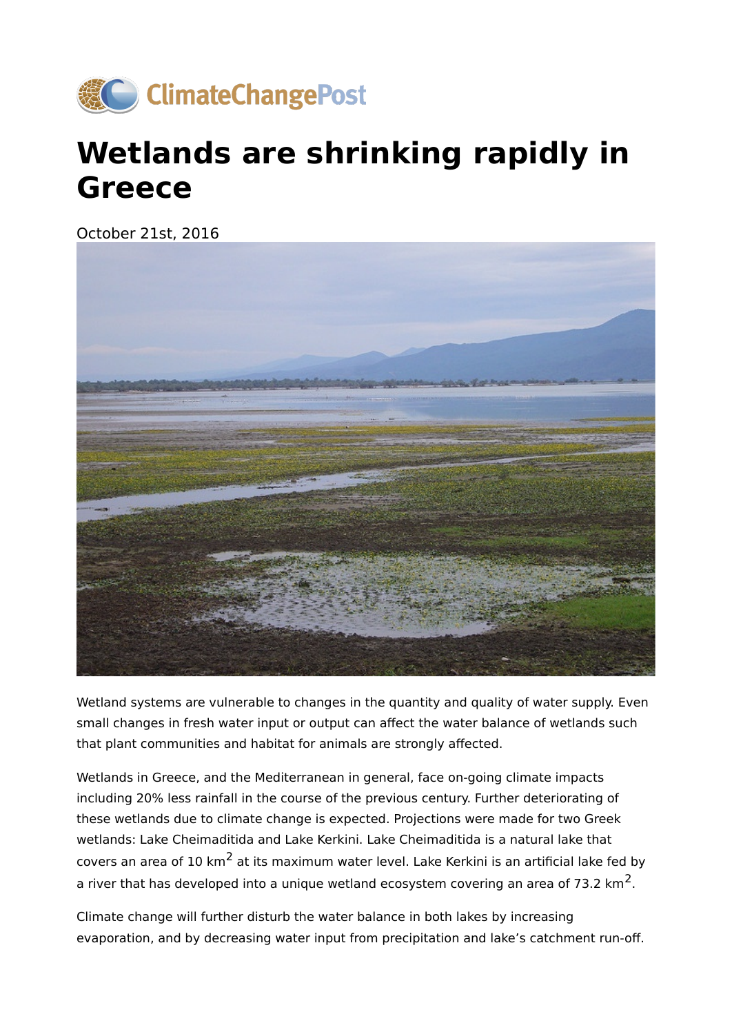ClimateChangePost

# Wetlands are shrinking rapidly in Greece

October 21st, 2016

Wetland systems are vulnerable to changes in the quantity and quality of water supply. Even small changes in fresh water input or output can affect the water balance of wetlands such that plant communities and habitat for animals are strongly affected.

Wetlands in Greece, and the Mediterranean in general, face on-going climate impacts including 20% less rainfall in the course of the previous century. Further deteriorating of these wetlands due to climate change is expected. Projections were made for two Greek wetlands: Lake Cheimaditida and Lake Kerkini. Lake Cheimaditida is a natural lake that covers an area of 10 $km^2$ at its maximum water level. Lake Kerkini is an artificial lake fed by a river that has developed into a unique wetland ecosystem covering an area of 73.2 $km^2$.

Climate change will further disturb the water balance in both lakes by increasing evaporation, and by decreasing water input from precipitation and lake's catchment run-off.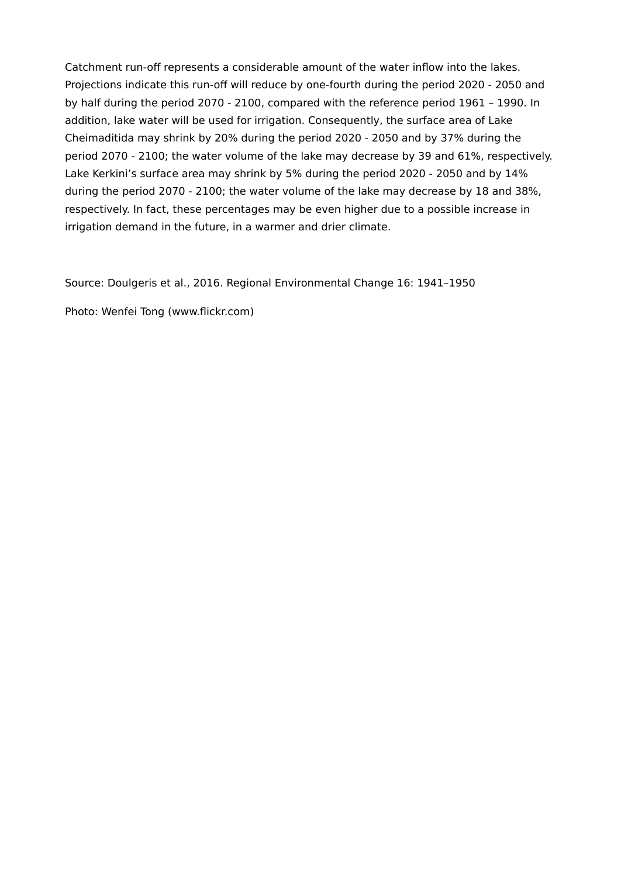Catchment run-off represents a considerable amount of the water inflow into the lakes. Projections indicate this run-off will reduce by one-fourth during the period 2020 - 2050 and by half during the period 2070 - 2100, compared with the reference period 1961 – 1990. In addition, lake water will be used for irrigation. Consequently, the surface area of Lake Cheimaditida may shrink by 20% during the period 2020 - 2050 and by 37% during the period 2070 - 2100; the water volume of the lake may decrease by 39 and 61%, respectively. Lake Kerkini's surface area may shrink by 5% during the period 2020 - 2050 and by 14% during the period 2070 - 2100; the water volume of the lake may decrease by 18 and 38%, respectively. In fact, these percentages may be even higher due to a possible increase in irrigation demand in the future, in a warmer and drier climate.

Source: Doulgeris et al., 2016. Regional Environmental Change 16: 1941–1950

Photo: Wenfei Tong (www.flickr.com)